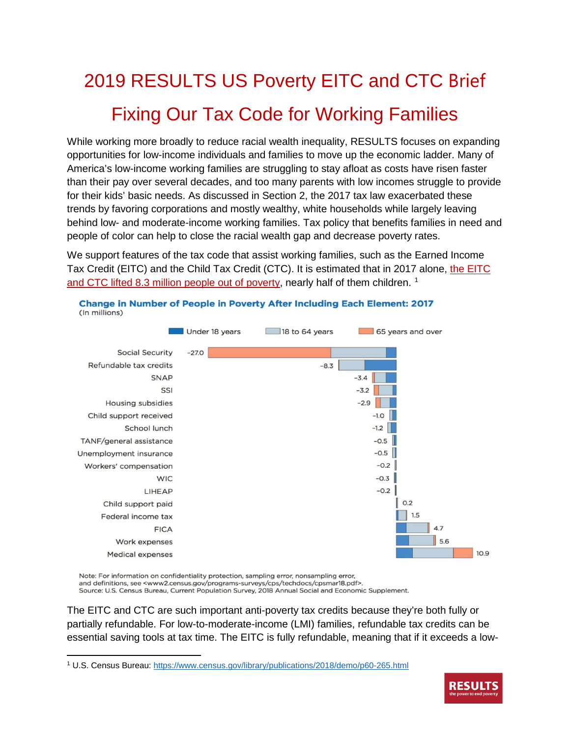# 2019 RESULTS US Poverty EITC and CTC Brief

# Fixing Our Tax Code for Working Families

While working more broadly to reduce racial wealth inequality, RESULTS focuses on expanding opportunities for low-income individuals and families to move up the economic ladder. Many of America's low-income working families are struggling to stay afloat as costs have risen faster than their pay over several decades, and too many parents with low incomes struggle to provide for their kids' basic needs. As discussed in Section 2, the 2017 tax law exacerbated these trends by favoring corporations and mostly wealthy, white households while largely leaving behind low- and moderate-income working families. Tax policy that benefits families in need and people of color can help to close the racial wealth gap and decrease poverty rates.

We support features of the tax code that assist working families, such as the Earned Income Tax Credit (EITC) and the Child Tax Credit (CTC). It is estimated that in 2017 alone, the EITC and CTC lifted 8.3 million people out of poverty, nearly half of them children. [1]

**Change in Number of People in Poverty After Including Each Element: 2017**
(In millions)

Under 18 years | 18 to 64 years | 65 years and over

| Element | Change |
|---|---|
| Social Security | -27.0 |
| Refundable tax credits | -8.3 |
| SNAP | -3.4 |
| SSI | -3.2 |
| Housing subsidies | -2.9 |
| Child support received | -1.0 |
| School lunch | -1.2 |
| TANF/general assistance | -0.5 |
| Unemployment insurance | -0.5 |
| Workers' compensation | -0.2 |
| WIC | -0.3 |
| LIHEAP | -0.2 |
| Child support paid | 0.2 |
| Federal income tax | 1.5 |
| FICA | 4.7 |
| Work expenses | 5.6 |
| Medical expenses | 10.9 |

Note: For information on confidentiality protection, sampling error, nonsampling error, and definitions, see <www2.census.gov/programs-surveys/cps/techdocs/cpsmar18.pdf>.
Source: U.S. Census Bureau, Current Population Survey, 2018 Annual Social and Economic Supplement.

The EITC and CTC are such important anti-poverty tax credits because they're both fully or partially refundable. For low-to-moderate-income (LMI) families, refundable tax credits can be essential saving tools at tax time. The EITC is fully refundable, meaning that if it exceeds a low-

[1] U.S. Census Bureau: https://www.census.gov/library/publications/2018/demo/p60-265.html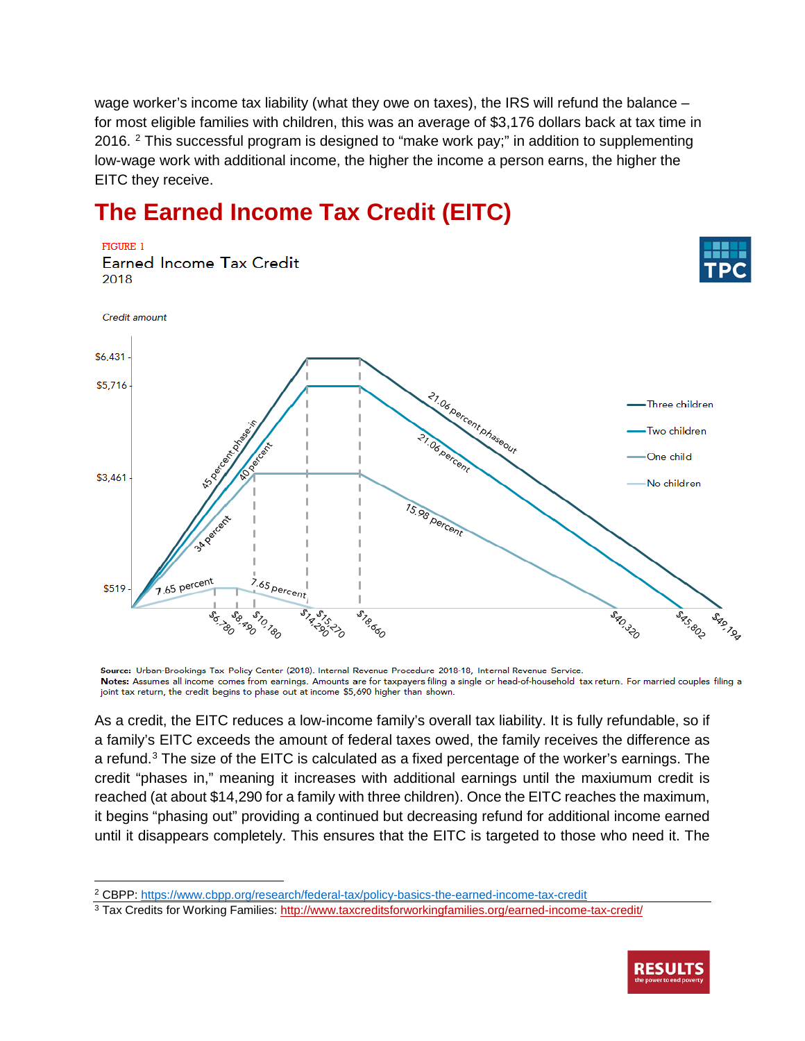wage worker's income tax liability (what they owe on taxes), the IRS will refund the balance – for most eligible families with children, this was an average of $3,176 dollars back at tax time in 2016. [2] This successful program is designed to "make work pay;" in addition to supplementing low-wage work with additional income, the higher the income a person earns, the higher the EITC they receive.

## The Earned Income Tax Credit (EITC)

FIGURE 1

Earned Income Tax Credit

2018

Credit amount

**Source:** Urban-Brookings Tax Policy Center (2018). Internal Revenue Procedure 2018-18, Internal Revenue Service.
**Notes:** Assumes all income comes from earnings. Amounts are for taxpayers filing a single or head-of-household tax return. For married couples filing a joint tax return, the credit begins to phase out at income $5,690 higher than shown.

As a credit, the EITC reduces a low-income family's overall tax liability. It is fully refundable, so if a family's EITC exceeds the amount of federal taxes owed, the family receives the difference as a refund.[3] The size of the EITC is calculated as a fixed percentage of the worker's earnings. The credit "phases in," meaning it increases with additional earnings until the maxiumum credit is reached (at about $14,290 for a family with three children). Once the EITC reaches the maximum, it begins "phasing out" providing a continued but decreasing refund for additional income earned until it disappears completely. This ensures that the EITC is targeted to those who need it. The

[2] CBPP: https://www.cbpp.org/research/federal-tax/policy-basics-the-earned-income-tax-credit

[3] Tax Credits for Working Families: http://www.taxcreditsforworkingfamilies.org/earned-income-tax-credit/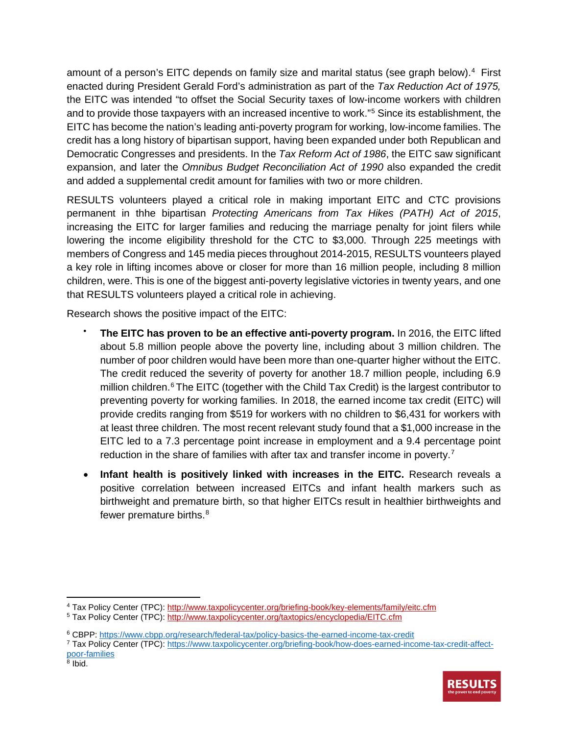amount of a person's EITC depends on family size and marital status (see graph below).[4] First enacted during President Gerald Ford's administration as part of the *Tax Reduction Act of 1975,* the EITC was intended "to offset the Social Security taxes of low-income workers with children and to provide those taxpayers with an increased incentive to work."[5] Since its establishment, the EITC has become the nation's leading anti-poverty program for working, low-income families. The credit has a long history of bipartisan support, having been expanded under both Republican and Democratic Congresses and presidents. In the *Tax Reform Act of 1986*, the EITC saw significant expansion, and later the *Omnibus Budget Reconciliation Act of 1990* also expanded the credit and added a supplemental credit amount for families with two or more children.

RESULTS volunteers played a critical role in making important EITC and CTC provisions permanent in thhe bipartisan *Protecting Americans from Tax Hikes (PATH) Act of 2015*, increasing the EITC for larger families and reducing the marriage penalty for joint filers while lowering the income eligibility threshold for the CTC to $3,000. Through 225 meetings with members of Congress and 145 media pieces throughout 2014-2015, RESULTS vounteers played a key role in lifting incomes above or closer for more than 16 million people, including 8 million children, were. This is one of the biggest anti-poverty legislative victories in twenty years, and one that RESULTS volunteers played a critical role in achieving.

Research shows the positive impact of the EITC:

- **The EITC has proven to be an effective anti-poverty program.** In 2016, the EITC lifted about 5.8 million people above the poverty line, including about 3 million children. The number of poor children would have been more than one-quarter higher without the EITC. The credit reduced the severity of poverty for another 18.7 million people, including 6.9 million children.[6] The EITC (together with the Child Tax Credit) is the largest contributor to preventing poverty for working families. In 2018, the earned income tax credit (EITC) will provide credits ranging from $519 for workers with no children to $6,431 for workers with at least three children. The most recent relevant study found that a $1,000 increase in the EITC led to a 7.3 percentage point increase in employment and a 9.4 percentage point reduction in the share of families with after tax and transfer income in poverty.[7]
- **Infant health is positively linked with increases in the EITC.** Research reveals a positive correlation between increased EITCs and infant health markers such as birthweight and premature birth, so that higher EITCs result in healthier birthweights and fewer premature births.[8]

---

[4] Tax Policy Center (TPC): http://www.taxpolicycenter.org/briefing-book/key-elements/family/eitc.cfm

[5] Tax Policy Center (TPC): http://www.taxpolicycenter.org/taxtopics/encyclopedia/EITC.cfm

[6] CBPP: https://www.cbpp.org/research/federal-tax/policy-basics-the-earned-income-tax-credit

[7] Tax Policy Center (TPC): https://www.taxpolicycenter.org/briefing-book/how-does-earned-income-tax-credit-affect-poor-families

[8] Ibid.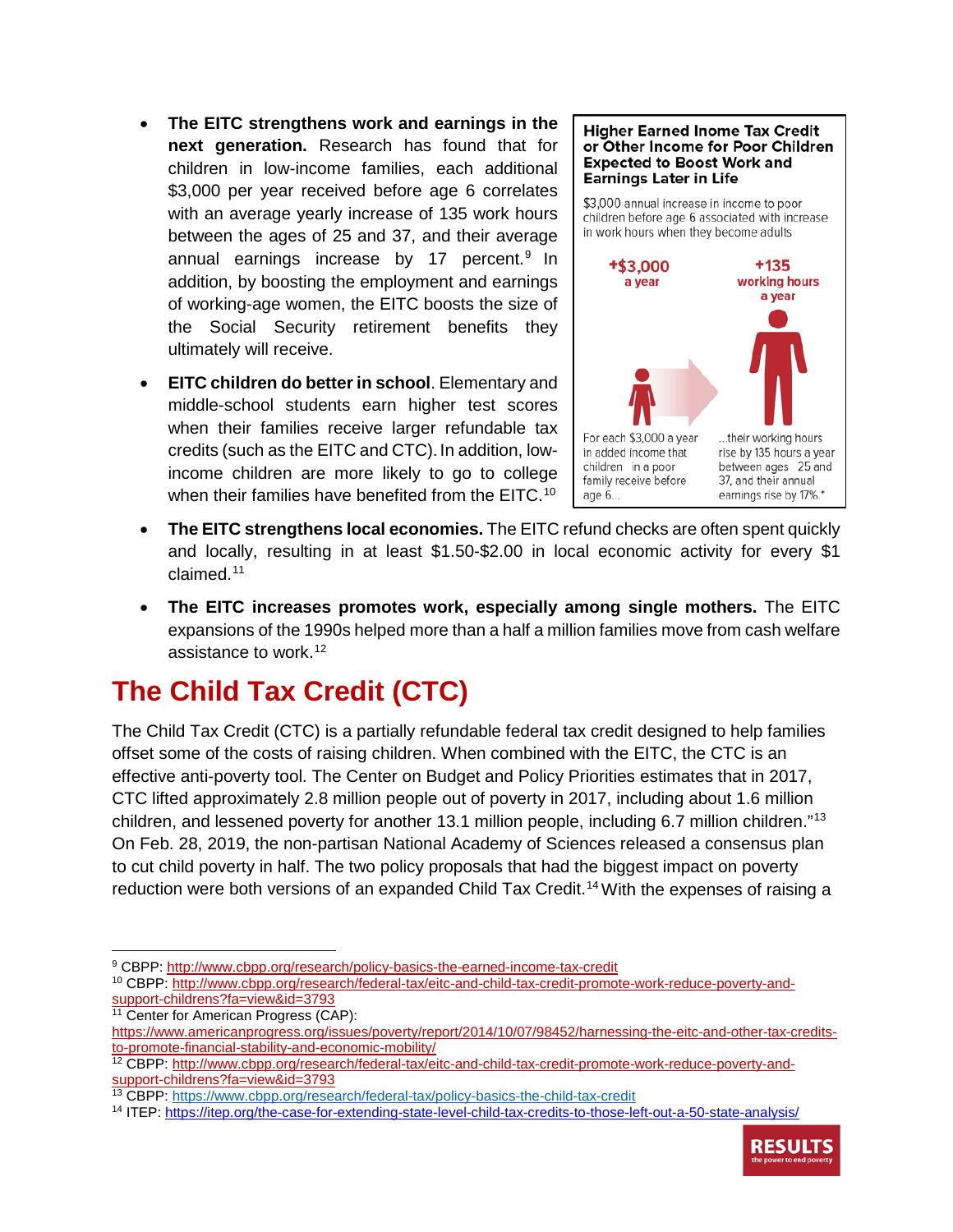- **The EITC strengthens work and earnings in the next generation.** Research has found that for children in low-income families, each additional $3,000 per year received before age 6 correlates with an average yearly increase of 135 work hours between the ages of 25 and 37, and their average annual earnings increase by 17 percent.[9] In addition, by boosting the employment and earnings of working-age women, the EITC boosts the size of the Social Security retirement benefits they ultimately will receive.

- **EITC children do better in school**. Elementary and middle-school students earn higher test scores when their families receive larger refundable tax credits (such as the EITC and CTC). In addition, low-income children are more likely to go to college when their families have benefited from the EITC.[10]

**Higher Earned Inome Tax Credit or Other Income for Poor Children Expected to Boost Work and Earnings Later in Life**

$3,000 annual increase in income to poor children before age 6 associated with increase in work hours when they become adults

**+$3,000 a year** — For each $3,000 a year in added income that children in a poor family receive before age 6...

**+135 working hours a year** — ...their working hours rise by 135 hours a year between ages 25 and 37, and their annual earnings rise by 17%.*

- **The EITC strengthens local economies.** The EITC refund checks are often spent quickly and locally, resulting in at least $1.50-$2.00 in local economic activity for every $1 claimed.[11]

- **The EITC increases promotes work, especially among single mothers.** The EITC expansions of the 1990s helped more than a half a million families move from cash welfare assistance to work.[12]

## The Child Tax Credit (CTC)

The Child Tax Credit (CTC) is a partially refundable federal tax credit designed to help families offset some of the costs of raising children. When combined with the EITC, the CTC is an effective anti-poverty tool. The Center on Budget and Policy Priorities estimates that in 2017, CTC lifted approximately 2.8 million people out of poverty in 2017, including about 1.6 million children, and lessened poverty for another 13.1 million people, including 6.7 million children."[13] On Feb. 28, 2019, the non-partisan National Academy of Sciences released a consensus plan to cut child poverty in half. The two policy proposals that had the biggest impact on poverty reduction were both versions of an expanded Child Tax Credit.[14] With the expenses of raising a

---

[9] CBPP: http://www.cbpp.org/research/policy-basics-the-earned-income-tax-credit

[10] CBPP: http://www.cbpp.org/research/federal-tax/eitc-and-child-tax-credit-promote-work-reduce-poverty-and-support-childrens?fa=view&id=3793

[11] Center for American Progress (CAP): https://www.americanprogress.org/issues/poverty/report/2014/10/07/98452/harnessing-the-eitc-and-other-tax-credits-to-promote-financial-stability-and-economic-mobility/

[12] CBPP: http://www.cbpp.org/research/federal-tax/eitc-and-child-tax-credit-promote-work-reduce-poverty-and-support-childrens?fa=view&id=3793

[13] CBPP: https://www.cbpp.org/research/federal-tax/policy-basics-the-child-tax-credit

[14] ITEP: https://itep.org/the-case-for-extending-state-level-child-tax-credits-to-those-left-out-a-50-state-analysis/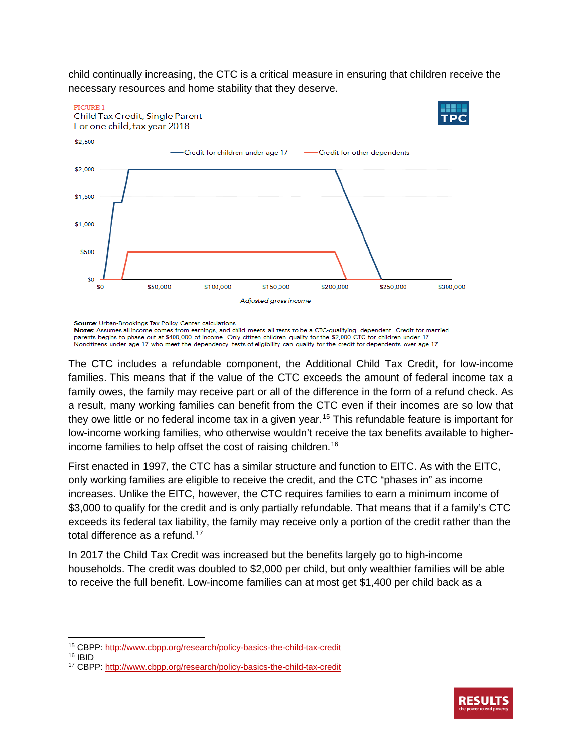child continually increasing, the CTC is a critical measure in ensuring that children receive the necessary resources and home stability that they deserve.

FIGURE 1
Child Tax Credit, Single Parent
For one child, tax year 2018

**Source**: Urban-Brookings Tax Policy Center calculations.
**Notes**: Assumes all income comes from earnings, and child meets all tests to be a CTC-qualifying dependent. Credit for married parents begins to phase out at $400,000 of income. Only citizen children qualify for the $2,000 CTC for children under 17. Noncitizens under age 17 who meet the dependency tests of eligibility can qualify for the credit for dependents over age 17.

The CTC includes a refundable component, the Additional Child Tax Credit, for low-income families. This means that if the value of the CTC exceeds the amount of federal income tax a family owes, the family may receive part or all of the difference in the form of a refund check. As a result, many working families can benefit from the CTC even if their incomes are so low that they owe little or no federal income tax in a given year.[15] This refundable feature is important for low-income working families, who otherwise wouldn't receive the tax benefits available to higher-income families to help offset the cost of raising children.[16]

First enacted in 1997, the CTC has a similar structure and function to EITC. As with the EITC, only working families are eligible to receive the credit, and the CTC "phases in" as income increases. Unlike the EITC, however, the CTC requires families to earn a minimum income of $3,000 to qualify for the credit and is only partially refundable. That means that if a family's CTC exceeds its federal tax liability, the family may receive only a portion of the credit rather than the total difference as a refund.[17]

In 2017 the Child Tax Credit was increased but the benefits largely go to high-income households. The credit was doubled to $2,000 per child, but only wealthier families will be able to receive the full benefit. Low-income families can at most get $1,400 per child back as a

---

[15] CBPP: http://www.cbpp.org/research/policy-basics-the-child-tax-credit
[16] IBID
[17] CBPP: http://www.cbpp.org/research/policy-basics-the-child-tax-credit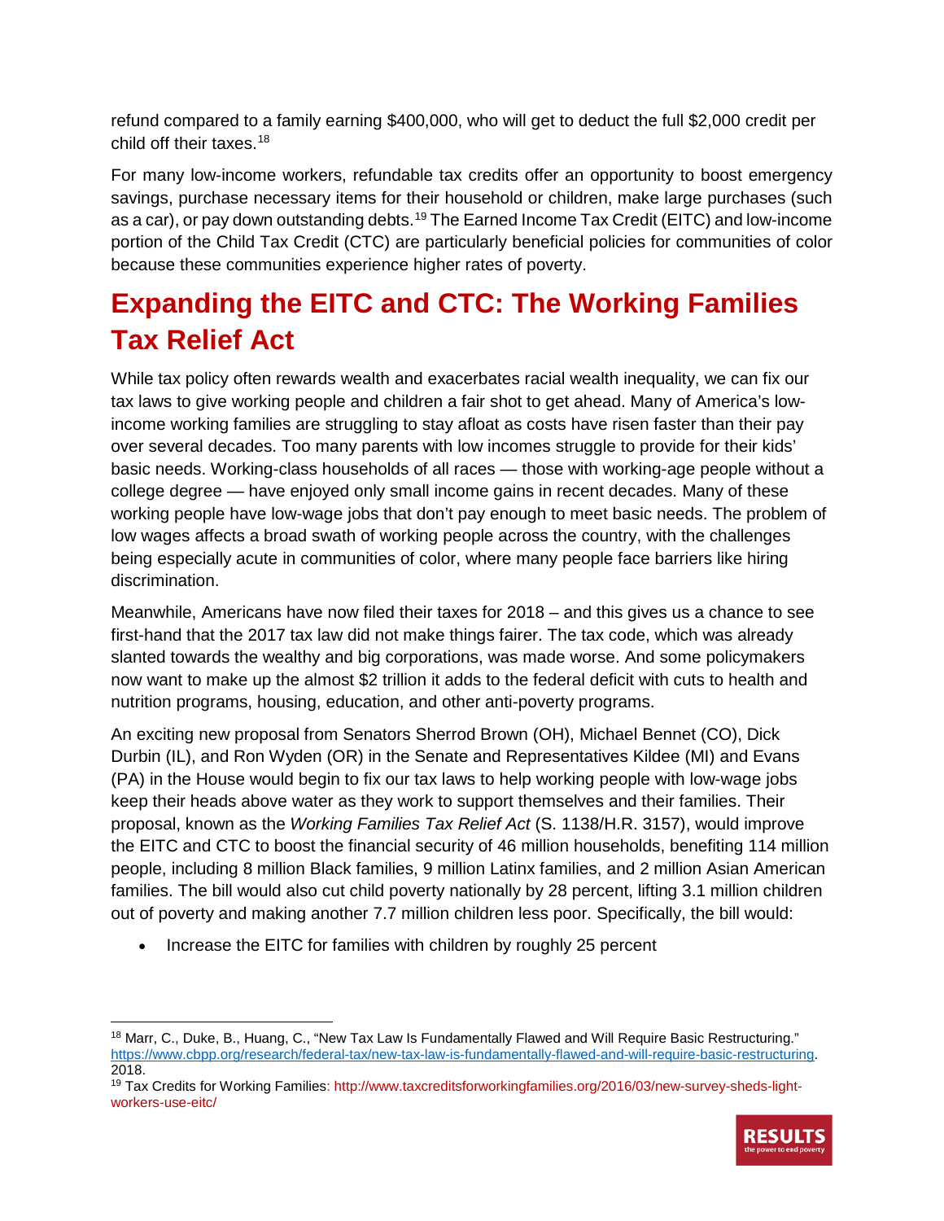refund compared to a family earning $400,000, who will get to deduct the full $2,000 credit per child off their taxes.[18]

For many low-income workers, refundable tax credits offer an opportunity to boost emergency savings, purchase necessary items for their household or children, make large purchases (such as a car), or pay down outstanding debts.[19] The Earned Income Tax Credit (EITC) and low-income portion of the Child Tax Credit (CTC) are particularly beneficial policies for communities of color because these communities experience higher rates of poverty.

## Expanding the EITC and CTC: The Working Families Tax Relief Act

While tax policy often rewards wealth and exacerbates racial wealth inequality, we can fix our tax laws to give working people and children a fair shot to get ahead. Many of America's low-income working families are struggling to stay afloat as costs have risen faster than their pay over several decades. Too many parents with low incomes struggle to provide for their kids' basic needs. Working-class households of all races — those with working-age people without a college degree — have enjoyed only small income gains in recent decades. Many of these working people have low-wage jobs that don't pay enough to meet basic needs. The problem of low wages affects a broad swath of working people across the country, with the challenges being especially acute in communities of color, where many people face barriers like hiring discrimination.

Meanwhile, Americans have now filed their taxes for 2018 – and this gives us a chance to see first-hand that the 2017 tax law did not make things fairer. The tax code, which was already slanted towards the wealthy and big corporations, was made worse. And some policymakers now want to make up the almost $2 trillion it adds to the federal deficit with cuts to health and nutrition programs, housing, education, and other anti-poverty programs.

An exciting new proposal from Senators Sherrod Brown (OH), Michael Bennet (CO), Dick Durbin (IL), and Ron Wyden (OR) in the Senate and Representatives Kildee (MI) and Evans (PA) in the House would begin to fix our tax laws to help working people with low-wage jobs keep their heads above water as they work to support themselves and their families. Their proposal, known as the *Working Families Tax Relief Act* (S. 1138/H.R. 3157), would improve the EITC and CTC to boost the financial security of 46 million households, benefiting 114 million people, including 8 million Black families, 9 million Latinx families, and 2 million Asian American families. The bill would also cut child poverty nationally by 28 percent, lifting 3.1 million children out of poverty and making another 7.7 million children less poor. Specifically, the bill would:

- Increase the EITC for families with children by roughly 25 percent

---

[18] Marr, C., Duke, B., Huang, C., "New Tax Law Is Fundamentally Flawed and Will Require Basic Restructuring." https://www.cbpp.org/research/federal-tax/new-tax-law-is-fundamentally-flawed-and-will-require-basic-restructuring. 2018.

[19] Tax Credits for Working Families: http://www.taxcreditsforworkingfamilies.org/2016/03/new-survey-sheds-light-workers-use-eitc/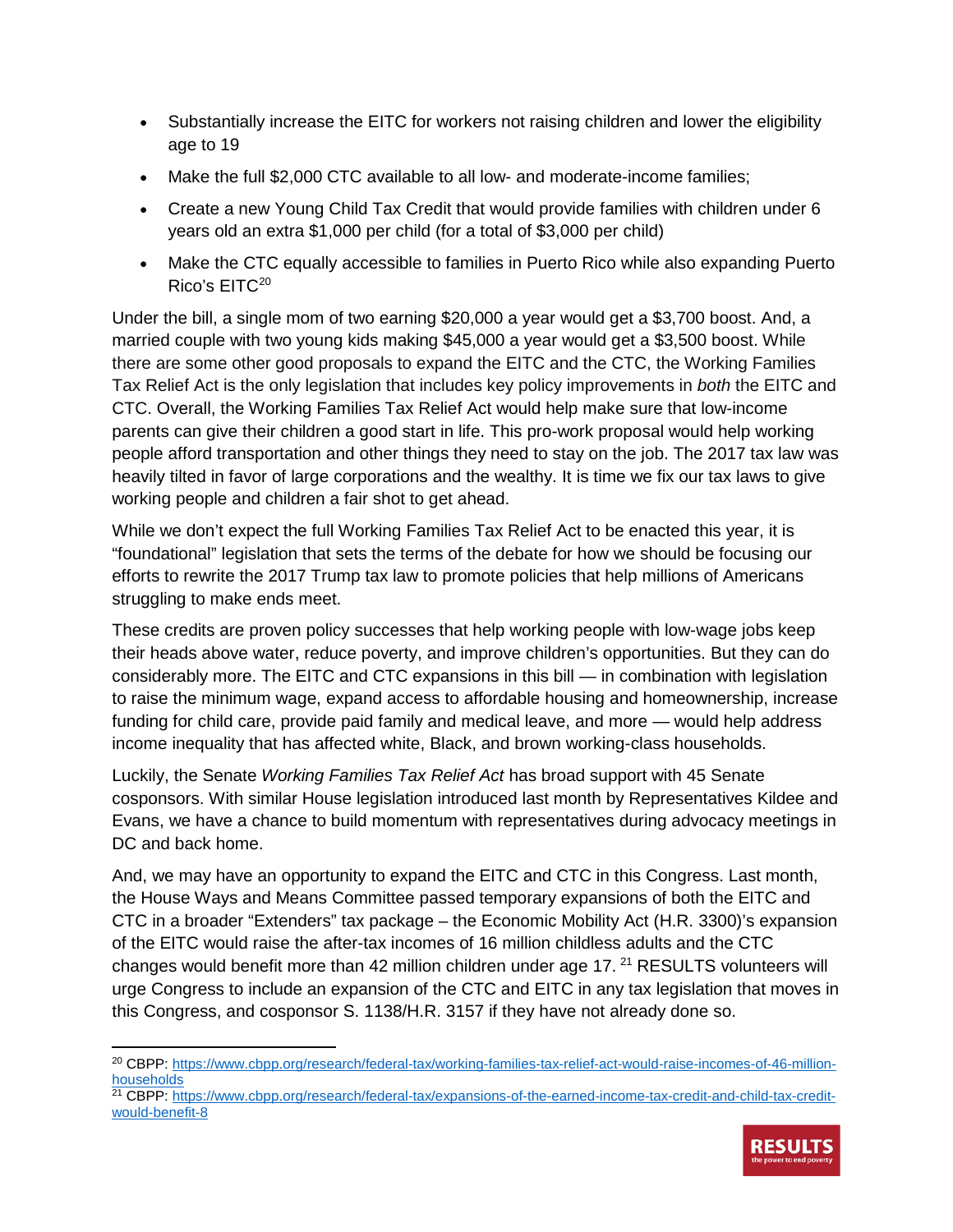- Substantially increase the EITC for workers not raising children and lower the eligibility age to 19
- Make the full $2,000 CTC available to all low- and moderate-income families;
- Create a new Young Child Tax Credit that would provide families with children under 6 years old an extra $1,000 per child (for a total of $3,000 per child)
- Make the CTC equally accessible to families in Puerto Rico while also expanding Puerto Rico's EITC[20]

Under the bill, a single mom of two earning $20,000 a year would get a $3,700 boost. And, a married couple with two young kids making $45,000 a year would get a $3,500 boost. While there are some other good proposals to expand the EITC and the CTC, the Working Families Tax Relief Act is the only legislation that includes key policy improvements in *both* the EITC and CTC. Overall, the Working Families Tax Relief Act would help make sure that low-income parents can give their children a good start in life. This pro-work proposal would help working people afford transportation and other things they need to stay on the job. The 2017 tax law was heavily tilted in favor of large corporations and the wealthy. It is time we fix our tax laws to give working people and children a fair shot to get ahead.

While we don't expect the full Working Families Tax Relief Act to be enacted this year, it is "foundational" legislation that sets the terms of the debate for how we should be focusing our efforts to rewrite the 2017 Trump tax law to promote policies that help millions of Americans struggling to make ends meet.

These credits are proven policy successes that help working people with low-wage jobs keep their heads above water, reduce poverty, and improve children's opportunities. But they can do considerably more. The EITC and CTC expansions in this bill — in combination with legislation to raise the minimum wage, expand access to affordable housing and homeownership, increase funding for child care, provide paid family and medical leave, and more — would help address income inequality that has affected white, Black, and brown working-class households.

Luckily, the Senate *Working Families Tax Relief Act* has broad support with 45 Senate cosponsors. With similar House legislation introduced last month by Representatives Kildee and Evans, we have a chance to build momentum with representatives during advocacy meetings in DC and back home.

And, we may have an opportunity to expand the EITC and CTC in this Congress. Last month, the House Ways and Means Committee passed temporary expansions of both the EITC and CTC in a broader "Extenders" tax package – the Economic Mobility Act (H.R. 3300)'s expansion of the EITC would raise the after-tax incomes of 16 million childless adults and the CTC changes would benefit more than 42 million children under age 17.[21] RESULTS volunteers will urge Congress to include an expansion of the CTC and EITC in any tax legislation that moves in this Congress, and cosponsor S. 1138/H.R. 3157 if they have not already done so.

---

[20] CBPP: https://www.cbpp.org/research/federal-tax/working-families-tax-relief-act-would-raise-incomes-of-46-million-households

[21] CBPP: https://www.cbpp.org/research/federal-tax/expansions-of-the-earned-income-tax-credit-and-child-tax-credit-would-benefit-8